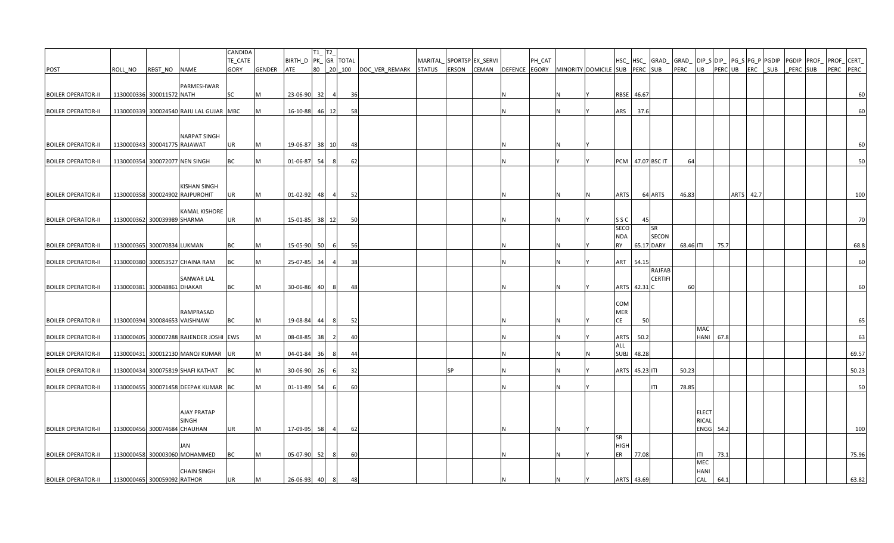| POST | ROLL_NO | REGT_NO | NAME | CANDIDATE_CATEGORY | GENDER | BIRTH_DATE | T1_PK_80 | T2_GR_20 | TOTAL_100 | DOC_VER_REMARK | MARITAL_STATUS | SPORTSPERSON | EX_SERVICEMAN | DEFENCE | PH_CATEGORY | MINORITY | DOMICILE | HSC_SUB | HSC_PERC | GRAD_SUB | GRAD_PERC | DIP_SUB | DIP_PERC | PG_SUB | PG_PERC | PGDIP_SUB | PGDIP_PERC | PROF_SUB | PROF_PERC | CERT_PERC |
|---|---|---|---|---|---|---|---|---|---|---|---|---|---|---|---|---|---|---|---|---|---|---|---|---|---|---|---|---|---|---|
| BOILER OPERATOR-II | 1130000336 | 300011572 | PARMESHWAR NATH | SC | M | 23-06-90 | 32 | 4 | 36 | | | | | N | | N | Y | RBSE | 46.67 | | | | | | | | | | | 60 |
| BOILER OPERATOR-II | 1130000339 | 300024540 | RAJU LAL GUJAR | MBC | M | 16-10-88 | 46 | 12 | 58 | | | | | N | | N | Y | ARS | 37.6 | | | | | | | | | | | 60 |
| BOILER OPERATOR-II | 1130000343 | 300041775 | NARPAT SINGH RAJAWAT | UR | M | 19-06-87 | 38 | 10 | 48 | | | | | N | | N | Y | | | | | | | | | | | | | 60 |
| BOILER OPERATOR-II | 1130000354 | 300072077 | NEN SINGH | BC | M | 01-06-87 | 54 | 8 | 62 | | | | | N | | Y | Y | PCM | 47.07 | BSC IT | 64 | | | | | | | | | 50 |
| BOILER OPERATOR-II | 1130000358 | 300024902 | KISHAN SINGH RAJPUROHIT | UR | M | 01-02-92 | 48 | 4 | 52 | | | | | N | | N | N | ARTS | 64 | ARTS | 46.83 | | | ARTS | 42.7 | | | | | 100 |
| BOILER OPERATOR-II | 1130000362 | 300039989 | KAMAL KISHORE SHARMA | UR | M | 15-01-85 | 38 | 12 | 50 | | | | | N | | N | Y | S S C | 45 | | | | | | | | | | | 70 |
| BOILER OPERATOR-II | 1130000365 | 300070834 | LUKMAN | BC | M | 15-05-90 | 50 | 6 | 56 | | | | | N | | N | Y | SECONDARY | 65.17 | SR SECONDARY | 68.46 | ITI | 75.7 | | | | | | | 68.8 |
| BOILER OPERATOR-II | 1130000380 | 300053527 | CHAINA RAM | BC | M | 25-07-85 | 34 | 4 | 38 | | | | | N | | N | Y | ART | 54.15 | | | | | | | | | | | 60 |
| BOILER OPERATOR-II | 1130000381 | 300048861 | SANWAR LAL DHAKAR | BC | M | 30-06-86 | 40 | 8 | 48 | | | | | N | | N | Y | ARTS | 42.31 | RAJFAB CERTIFIC | 60 | | | | | | | | | 60 |
| BOILER OPERATOR-II | 1130000394 | 300084653 | RAMPRASAD VAISHNAW | BC | M | 19-08-84 | 44 | 8 | 52 | | | | | N | | N | Y | COMMERCE | 50 | | | | | | | | | | | 65 |
| BOILER OPERATOR-II | 1130000405 | 300007288 | RAJENDER JOSHI | EWS | M | 08-08-85 | 38 | 2 | 40 | | | | | N | | N | Y | ARTS | 50.2 | | | MACHANI | 67.8 | | | | | | | 63 |
| BOILER OPERATOR-II | 1130000431 | 300012130 | MANOJ KUMAR | UR | M | 04-01-84 | 36 | 8 | 44 | | | | | N | | N | N | ALL SUBJ | 48.28 | | | | | | | | | | | 69.57 |
| BOILER OPERATOR-II | 1130000434 | 300075819 | SHAFI KATHAT | BC | M | 30-06-90 | 26 | 6 | 32 | | | SP | | N | | N | Y | ARTS | 45.23 | ITI | 50.23 | | | | | | | | | 50.23 |
| BOILER OPERATOR-II | 1130000455 | 300071458 | DEEPAK KUMAR | BC | M | 01-11-89 | 54 | 6 | 60 | | | | | N | | N | Y | | | ITI | 78.85 | | | | | | | | | 50 |
| BOILER OPERATOR-II | 1130000456 | 300074684 | AJAY PRATAP SINGH CHAUHAN | UR | M | 17-09-95 | 58 | 4 | 62 | | | | | N | | N | Y | | | | | ELECTRICAL ENGG | 54.2 | | | | | | | 100 |
| BOILER OPERATOR-II | 1130000458 | 300003060 | JAN MOHAMMED | BC | M | 05-07-90 | 52 | 8 | 60 | | | | | N | | N | Y | SR HIGHER | 77.08 | | | ITI | 73.1 | | | | | | | 75.96 |
| BOILER OPERATOR-II | 1130000465 | 300059092 | CHAIN SINGH RATHOR | UR | M | 26-06-93 | 40 | 8 | 48 | | | | | N | | N | Y | ARTS | 43.69 | | | MECHANICAL | 64.1 | | | | | | | 63.82 |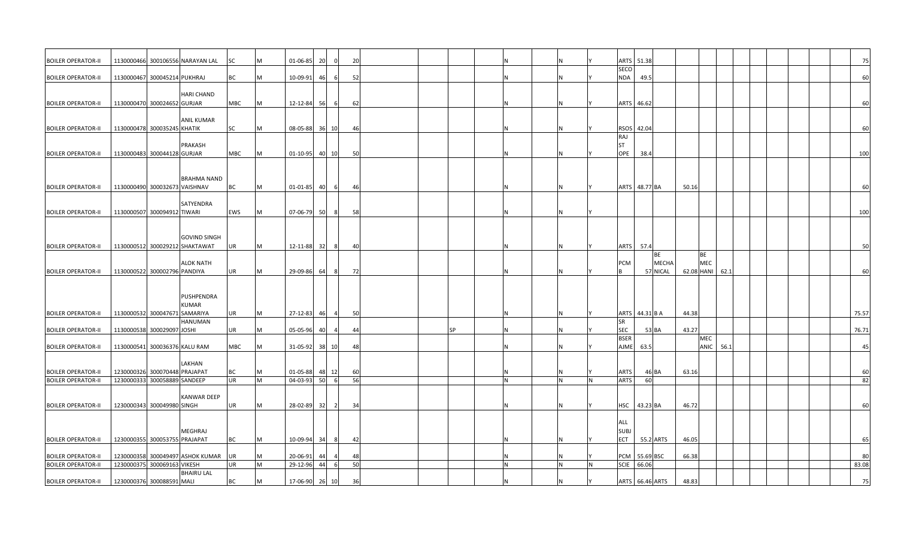| | | | | | | | | | | | | | | | | | | | | | | | | | | | | | | | |
|---|---|---|---|---|---|---|---|---|---|---|---|---|---|---|---|---|---|---|---|---|---|---|---|---|---|---|---|---|---|---|---|
| BOILER OPERATOR-II | 1130000466 | 300106556 | NARAYAN LAL | SC | M | 01-06-85 | 20 | 0 | 20 | | | | | | N | | N | Y | ARTS | 51.38 | | | | | | | | | | | 75 |
| BOILER OPERATOR-II | 1130000467 | 300045214 | PUKHRAJ | BC | M | 10-09-91 | 46 | 6 | 52 | | | | | | N | | N | Y | SECONDA | 49.5 | | | | | | | | | | | 60 |
| BOILER OPERATOR-II | 1130000470 | 300024652 | HARI CHAND GURJAR | MBC | M | 12-12-84 | 56 | 6 | 62 | | | | | | N | | N | Y | ARTS | 46.62 | | | | | | | | | | | 60 |
| BOILER OPERATOR-II | 1130000478 | 300035245 | ANIL KUMAR KHATIK | SC | M | 08-05-88 | 36 | 10 | 46 | | | | | | N | | N | Y | RSOS | 42.04 | | | | | | | | | | | 60 |
| BOILER OPERATOR-II | 1130000483 | 300044128 | PRAKASH GURJAR | MBC | M | 01-10-95 | 40 | 10 | 50 | | | | | | N | | N | Y | RAJ ST OPE | 38.4 | | | | | | | | | | | 100 |
| BOILER OPERATOR-II | 1130000490 | 300032673 | BRAHMA NAND VAISHNAV | BC | M | 01-01-85 | 40 | 6 | 46 | | | | | | N | | N | Y | ARTS | 48.77 | BA | 50.16 | | | | | | | | | 60 |
| BOILER OPERATOR-II | 1130000507 | 300094912 | SATYENDRA TIWARI | EWS | M | 07-06-79 | 50 | 8 | 58 | | | | | | N | | N | Y | | | | | | | | | | | | | 100 |
| BOILER OPERATOR-II | 1130000512 | 300029212 | GOVIND SINGH SHAKTAWAT | UR | M | 12-11-88 | 32 | 8 | 40 | | | | | | N | | N | Y | ARTS | 57.4 | | | | | | | | | | | 50 |
| BOILER OPERATOR-II | 1130000522 | 300002796 | ALOK NATH PANDIYA | UR | M | 29-09-86 | 64 | 8 | 72 | | | | | | N | | N | Y | PCMB | 57 | BE MECHANICAL | 62.08 | BE MECHANI | 62.1 | | | | | | | 60 |
| BOILER OPERATOR-II | 1130000532 | 300047671 | PUSHPENDRA KUMAR SAMARIYA | UR | M | 27-12-83 | 46 | 4 | 50 | | | | | | N | | N | Y | ARTS | 44.31 | B A | 44.38 | | | | | | | | | 75.57 |
| BOILER OPERATOR-II | 1130000538 | 300029097 | HANUMAN JOSHI | UR | M | 05-05-96 | 40 | 4 | 44 | | | | SP | | N | | N | Y | SR SEC | 53 | BA | 43.27 | | | | | | | | | 76.71 |
| BOILER OPERATOR-II | 1130000541 | 300036376 | KALU RAM | MBC | M | 31-05-92 | 38 | 10 | 48 | | | | | | N | | N | Y | BSER AJME | 63.5 | | | MEC ANIC | 56.1 | | | | | | | 45 |
| BOILER OPERATOR-II | 1230000326 | 300070448 | LAKHAN PRAJAPAT | BC | M | 01-05-88 | 48 | 12 | 60 | | | | | | N | | N | Y | ARTS | 46 | BA | 63.16 | | | | | | | | | 60 |
| BOILER OPERATOR-II | 1230000333 | 300058889 | SANDEEP | UR | M | 04-03-93 | 50 | 6 | 56 | | | | | | N | | N | N | ARTS | 60 | | | | | | | | | | | 82 |
| BOILER OPERATOR-II | 1230000343 | 300049980 | KANWAR DEEP SINGH | UR | M | 28-02-89 | 32 | 2 | 34 | | | | | | N | | N | Y | HSC | 43.23 | BA | 46.72 | | | | | | | | | 60 |
| BOILER OPERATOR-II | 1230000355 | 300053755 | MEGHRAJ PRAJAPAT | BC | M | 10-09-94 | 34 | 8 | 42 | | | | | | N | | N | Y | ALL SUBJECT | 55.2 | ARTS | 46.05 | | | | | | | | | 65 |
| BOILER OPERATOR-II | 1230000358 | 300049497 | ASHOK KUMAR | UR | M | 20-06-91 | 44 | 4 | 48 | | | | | | N | | N | Y | PCM | 55.69 | BSC | 66.38 | | | | | | | | | 80 |
| BOILER OPERATOR-II | 1230000375 | 300069163 | VIKESH | UR | M | 29-12-96 | 44 | 6 | 50 | | | | | | N | | N | N | SCIE | 66.06 | | | | | | | | | | | 83.08 |
| BOILER OPERATOR-II | 1230000376 | 300088591 | BHAIRU LAL MALI | BC | M | 17-06-90 | 26 | 10 | 36 | | | | | | N | | N | Y | ARTS | 66.46 | ARTS | 48.83 | | | | | | | | | 75 |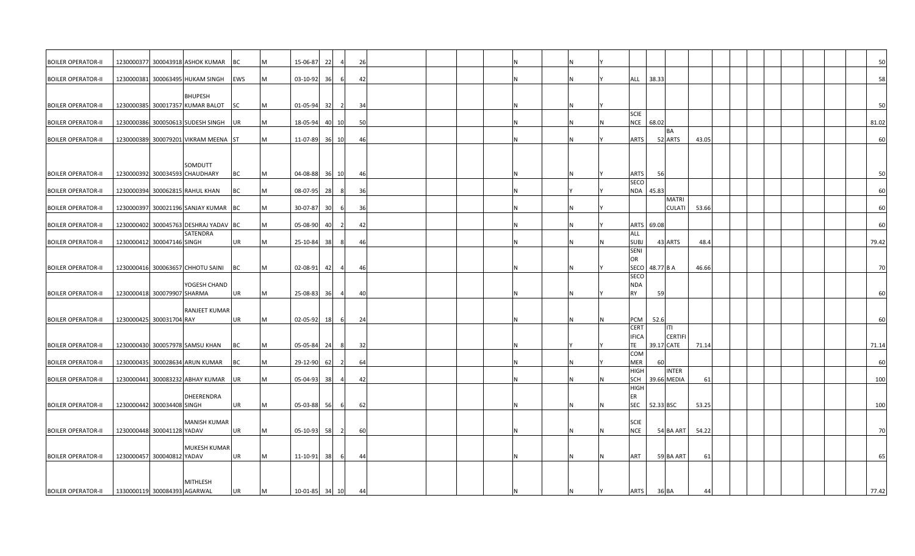| | | | | | | | | | | | | | | | | | | | | | | | | | | | | | | | |
|---|---|---|---|---|---|---|---|---|---|---|---|---|---|---|---|---|---|---|---|---|---|---|---|---|---|---|---|---|---|---|---|
| BOILER OPERATOR-II | 1230000377 | 300043918 | ASHOK KUMAR | BC | M | 15-06-87 | 22 | 4 | 26 | | | | | N | | N | | Y | | | | | | | | | | | | | 50 |
| BOILER OPERATOR-II | 1230000381 | 300063495 | HUKAM SINGH | EWS | M | 03-10-92 | 36 | 6 | 42 | | | | | N | | N | | Y | ALL | 38.33 | | | | | | | | | | | 58 |
| BOILER OPERATOR-II | 1230000385 | 300017357 | BHUPESH KUMAR BALOT | SC | M | 01-05-94 | 32 | 2 | 34 | | | | | N | | N | | Y | | | | | | | | | | | | | 50 |
| BOILER OPERATOR-II | 1230000386 | 300050613 | SUDESH SINGH | UR | M | 18-05-94 | 40 | 10 | 50 | | | | | N | | N | | N | SCIENCE | 68.02 | | | | | | | | | | | 81.02 |
| BOILER OPERATOR-II | 1230000389 | 300079201 | VIKRAM MEENA | ST | M | 11-07-89 | 36 | 10 | 46 | | | | | N | | N | | Y | ARTS | 52 | BA ARTS | 43.05 | | | | | | | | | 60 |
| BOILER OPERATOR-II | 1230000392 | 300034593 | SOMDUTT CHAUDHARY | BC | M | 04-08-88 | 36 | 10 | 46 | | | | | N | | N | | Y | ARTS | 56 | | | | | | | | | | | 50 |
| BOILER OPERATOR-II | 1230000394 | 300062815 | RAHUL KHAN | BC | M | 08-07-95 | 28 | 8 | 36 | | | | | N | | Y | | Y | SECONDA | 45.83 | | | | | | | | | | | 60 |
| BOILER OPERATOR-II | 1230000397 | 300021196 | SANJAY KUMAR | BC | M | 30-07-87 | 30 | 6 | 36 | | | | | N | | N | | Y | | | MATRICULATI | 53.66 | | | | | | | | | 60 |
| BOILER OPERATOR-II | 1230000402 | 300045763 | DESHRAJ YADAV | BC | M | 05-08-90 | 40 | 2 | 42 | | | | | N | | N | | Y | ARTS | 69.08 | | | | | | | | | | | 60 |
| BOILER OPERATOR-II | 1230000412 | 300047146 | SATENDRA SINGH | UR | M | 25-10-84 | 38 | 8 | 46 | | | | | N | | N | | N | ALL SUBJ | 43 | ARTS | 48.4 | | | | | | | | | 79.42 |
| BOILER OPERATOR-II | 1230000416 | 300063657 | CHHOTU SAINI | BC | M | 02-08-91 | 42 | 4 | 46 | | | | | N | | N | | Y | SENIOR SECO | 48.77 | B A | 46.66 | | | | | | | | | 70 |
| BOILER OPERATOR-II | 1230000418 | 300079907 | YOGESH CHAND SHARMA | UR | M | 25-08-83 | 36 | 4 | 40 | | | | | N | | N | | Y | SECONDARY | 59 | | | | | | | | | | | 60 |
| BOILER OPERATOR-II | 1230000425 | 300031704 | RANJEET KUMAR RAY | UR | M | 02-05-92 | 18 | 6 | 24 | | | | | N | | N | | N | PCM | 52.6 | | | | | | | | | | | 60 |
| BOILER OPERATOR-II | 1230000430 | 300057978 | SAMSU KHAN | BC | M | 05-05-84 | 24 | 8 | 32 | | | | | N | | Y | | Y | CERTIFICATE | 39.17 | ITI CERTIFICATE | 71.14 | | | | | | | | | 71.14 |
| BOILER OPERATOR-II | 1230000435 | 300028634 | ARUN KUMAR | BC | M | 29-12-90 | 62 | 2 | 64 | | | | | N | | N | | Y | COMMER | 60 | | | | | | | | | | | 60 |
| BOILER OPERATOR-II | 1230000441 | 300083232 | ABHAY KUMAR | UR | M | 05-04-93 | 38 | 4 | 42 | | | | | N | | N | | N | HIGH SCH | 39.66 | INTERMEDIA | 61 | | | | | | | | | 100 |
| BOILER OPERATOR-II | 1230000442 | 300034408 | DHEERENDRA SINGH | UR | M | 05-03-88 | 56 | 6 | 62 | | | | | N | | N | | N | HIGHER SEC | 52.33 | BSC | 53.25 | | | | | | | | | 100 |
| BOILER OPERATOR-II | 1230000448 | 300041128 | MANISH KUMAR YADAV | UR | M | 05-10-93 | 58 | 2 | 60 | | | | | N | | N | | N | SCIENCE | 54 | BA ART | 54.22 | | | | | | | | | 70 |
| BOILER OPERATOR-II | 1230000457 | 300040812 | MUKESH KUMAR YADAV | UR | M | 11-10-91 | 38 | 6 | 44 | | | | | N | | N | | N | ART | 59 | BA ART | 61 | | | | | | | | | 65 |
| BOILER OPERATOR-II | 1330000119 | 300084393 | MITHLESH AGARWAL | UR | M | 10-01-85 | 34 | 10 | 44 | | | | | N | | N | | Y | ARTS | 36 | BA | 44 | | | | | | | | | 77.42 |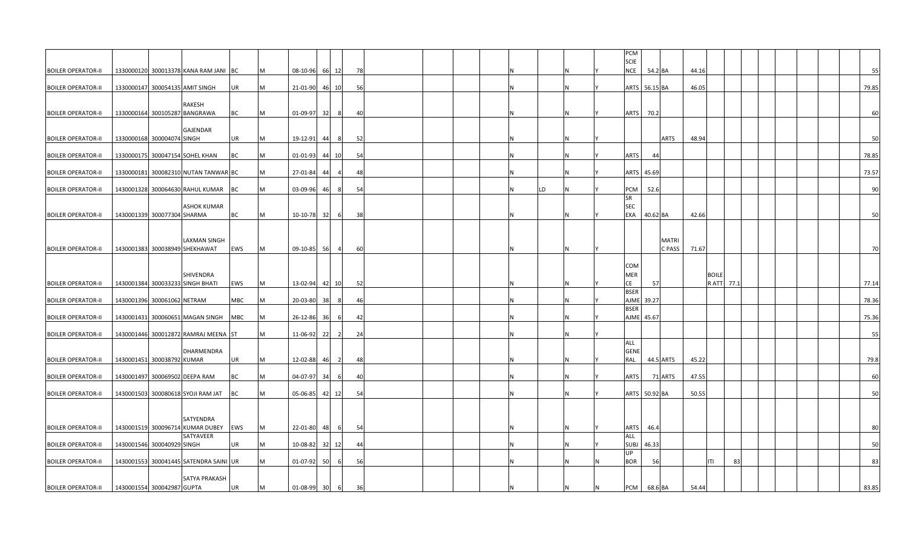| | | | | | | | | | | | | | | | | | | | | | | | | | | | | | | |
|---|---|---|---|---|---|---|---|---|---|---|---|---|---|---|---|---|---|---|---|---|---|---|---|---|---|---|---|---|---|---|
| BOILER OPERATOR-II | 1330000120 | 300013378 | KANA RAM JANI | BC | M | 08-10-96 | 66 | 12 | 78 | | | | | N | | N | Y | PCM SCIE NCE | 54.2 | BA | 44.16 | | | | | | | | | 55 |
| BOILER OPERATOR-II | 1330000147 | 300054135 | AMIT SINGH | UR | M | 21-01-90 | 46 | 10 | 56 | | | | | N | | N | Y | ARTS | 56.15 | BA | 46.05 | | | | | | | | | 79.85 |
| BOILER OPERATOR-II | 1330000164 | 300105287 | RAKESH BANGRAWA | BC | M | 01-09-97 | 32 | 8 | 40 | | | | | N | | N | Y | ARTS | 70.2 | | | | | | | | | | | 60 |
| BOILER OPERATOR-II | 1330000168 | 300004074 | GAJENDAR SINGH | UR | M | 19-12-91 | 44 | 8 | 52 | | | | | N | | N | Y | | | ARTS | 48.94 | | | | | | | | | 50 |
| BOILER OPERATOR-II | 1330000175 | 300047154 | SOHEL KHAN | BC | M | 01-01-93 | 44 | 10 | 54 | | | | | N | | N | Y | ARTS | 44 | | | | | | | | | | | 78.85 |
| BOILER OPERATOR-II | 1330000181 | 300082310 | NUTAN TANWAR | BC | M | 27-01-84 | 44 | 4 | 48 | | | | | N | | N | Y | ARTS | 45.69 | | | | | | | | | | | 73.57 |
| BOILER OPERATOR-II | 1430001328 | 300064630 | RAHUL KUMAR | BC | M | 03-09-96 | 46 | 8 | 54 | | | | | N | LD | N | Y | PCM | 52.6 | | | | | | | | | | | 90 |
| BOILER OPERATOR-II | 1430001339 | 300077304 | ASHOK KUMAR SHARMA | BC | M | 10-10-78 | 32 | 6 | 38 | | | | | N | | N | Y | SR SEC EXA | 40.62 | BA | 42.66 | | | | | | | | | 50 |
| BOILER OPERATOR-II | 1430001383 | 300038949 | LAXMAN SINGH SHEKHAWAT | EWS | M | 09-10-85 | 56 | 4 | 60 | | | | | N | | N | Y | | | MATRI C PASS | 71.67 | | | | | | | | | 70 |
| BOILER OPERATOR-II | 1430001384 | 300033233 | SHIVENDRA SINGH BHATI | EWS | M | 13-02-94 | 42 | 10 | 52 | | | | | N | | N | Y | COM MER CE | 57 | | | BOILE R ATT | 77.1 | | | | | | | 77.14 |
| BOILER OPERATOR-II | 1430001396 | 300061062 | NETRAM | MBC | M | 20-03-80 | 38 | 8 | 46 | | | | | N | | N | Y | BSER AJME | 39.27 | | | | | | | | | | | 78.36 |
| BOILER OPERATOR-II | 1430001431 | 300060651 | MAGAN SINGH | MBC | M | 26-12-86 | 36 | 6 | 42 | | | | | N | | N | Y | BSER AJME | 45.67 | | | | | | | | | | | 75.36 |
| BOILER OPERATOR-II | 1430001446 | 300012872 | RAMRAJ MEENA | ST | M | 11-06-92 | 22 | 2 | 24 | | | | | N | | N | Y | | | | | | | | | | | | | 55 |
| BOILER OPERATOR-II | 1430001451 | 300038792 | DHARMENDRA KUMAR | UR | M | 12-02-88 | 46 | 2 | 48 | | | | | N | | N | Y | ALL GENE RAL | 44.5 | ARTS | 45.22 | | | | | | | | | 79.8 |
| BOILER OPERATOR-II | 1430001497 | 300069502 | DEEPA RAM | BC | M | 04-07-97 | 34 | 6 | 40 | | | | | N | | N | Y | ARTS | 71 | ARTS | 47.55 | | | | | | | | | 60 |
| BOILER OPERATOR-II | 1430001503 | 300080618 | SYOJI RAM JAT | BC | M | 05-06-85 | 42 | 12 | 54 | | | | | N | | N | Y | ARTS | 50.92 | BA | 50.55 | | | | | | | | | 50 |
| BOILER OPERATOR-II | 1430001519 | 300096714 | SATYENDRA KUMAR DUBEY | EWS | M | 22-01-80 | 48 | 6 | 54 | | | | | N | | N | Y | ARTS | 46.4 | | | | | | | | | | | 80 |
| BOILER OPERATOR-II | 1430001546 | 300040929 | SATYAVEER SINGH | UR | M | 10-08-82 | 32 | 12 | 44 | | | | | N | | N | Y | ALL SUBJ | 46.33 | | | | | | | | | | | 50 |
| BOILER OPERATOR-II | 1430001553 | 300041445 | SATENDRA SAINI | UR | M | 01-07-92 | 50 | 6 | 56 | | | | | N | | N | N | UP BOR | 56 | | | ITI | 83 | | | | | | | 83 |
| BOILER OPERATOR-II | 1430001554 | 300042987 | SATYA PRAKASH GUPTA | UR | M | 01-08-99 | 30 | 6 | 36 | | | | | N | | N | N | PCM | 68.6 | BA | 54.44 | | | | | | | | | 83.85 |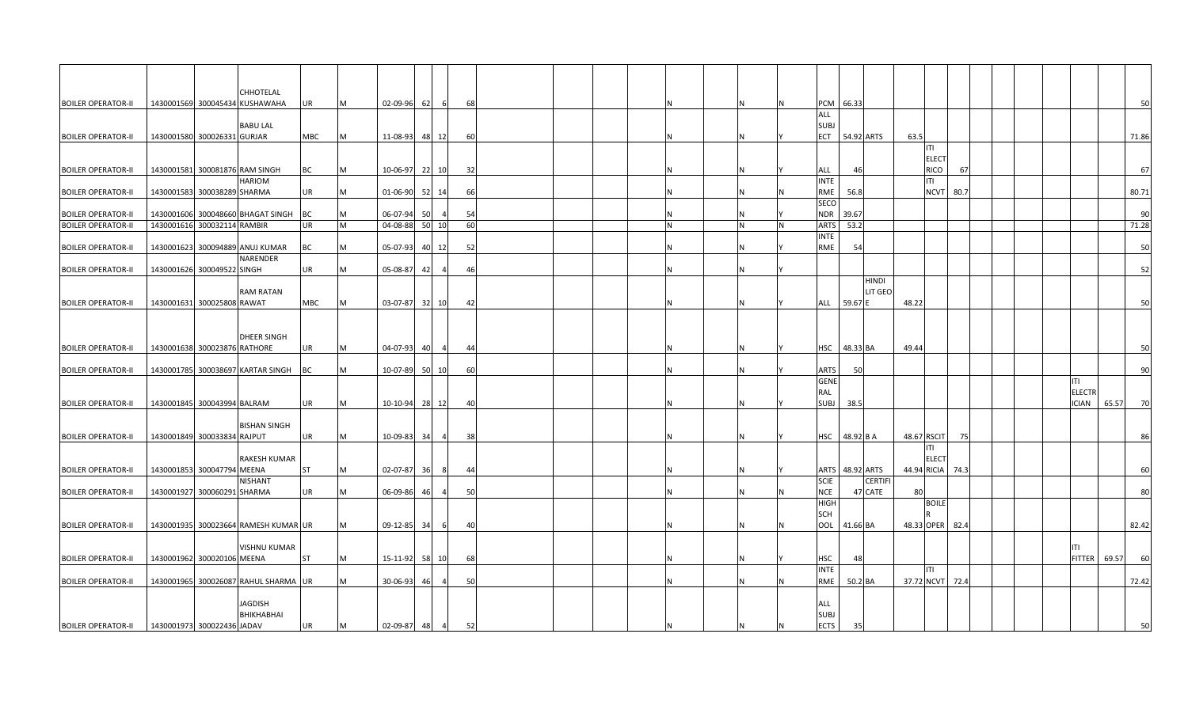| | | | | | | | | | | | | | | | | | | | | | | | | | | | |
|---|---|---|---|---|---|---|---|---|---|---|---|---|---|---|---|---|---|---|---|---|---|---|---|---|---|---|---|
| BOILER OPERATOR-II | 1430001569 | 300045434 | CHHOTELAL KUSHAWAHA | UR | M | 02-09-96 | 62 | 6 | 68 | | | | N | N | N | PCM | 66.33 | | | | | | | | | | 50 |
| BOILER OPERATOR-II | 1430001580 | 300026331 | BABU LAL GURJAR | MBC | M | 11-08-93 | 48 | 12 | 60 | | | | N | N | Y | ALL SUBJECT | 54.92 | ARTS | 63.5 | | | | | | | | 71.86 |
| BOILER OPERATOR-II | 1430001581 | 300081876 | RAM SINGH | BC | M | 10-06-97 | 22 | 10 | 32 | | | | N | N | Y | ALL | 46 | | | ITI ELECTRICO | 67 | | | | | | 67 |
| BOILER OPERATOR-II | 1430001583 | 300038289 | HARIOM SHARMA | UR | M | 01-06-90 | 52 | 14 | 66 | | | | N | N | N | INTERME | 56.8 | | | ITI NCVT | 80.7 | | | | | | 80.71 |
| BOILER OPERATOR-II | 1430001606 | 300048660 | BHAGAT SINGH | BC | M | 06-07-94 | 50 | 4 | 54 | | | | N | N | Y | SECONDR | 39.67 | | | | | | | | | | 90 |
| BOILER OPERATOR-II | 1430001616 | 300032114 | RAMBIR | UR | M | 04-08-88 | 50 | 10 | 60 | | | | N | N | N | ARTS | 53.2 | | | | | | | | | | 71.28 |
| BOILER OPERATOR-II | 1430001623 | 300094889 | ANUJ KUMAR | BC | M | 05-07-93 | 40 | 12 | 52 | | | | N | N | Y | INTERME | 54 | | | | | | | | | | 50 |
| BOILER OPERATOR-II | 1430001626 | 300049522 | NARENDER SINGH | UR | M | 05-08-87 | 42 | 4 | 46 | | | | N | N | Y | | | | | | | | | | | | 52 |
| BOILER OPERATOR-II | 1430001631 | 300025808 | RAM RATAN RAWAT | MBC | M | 03-07-87 | 32 | 10 | 42 | | | | N | N | Y | ALL | 59.67 | HINDI LIT GEOE | 48.22 | | | | | | | | 50 |
| BOILER OPERATOR-II | 1430001638 | 300023876 | DHEER SINGH RATHORE | UR | M | 04-07-93 | 40 | 4 | 44 | | | | N | N | Y | HSC | 48.33 | BA | 49.44 | | | | | | | | 50 |
| BOILER OPERATOR-II | 1430001785 | 300038697 | KARTAR SINGH | BC | M | 10-07-89 | 50 | 10 | 60 | | | | N | N | Y | ARTS | 50 | | | | | | | | | | 90 |
| BOILER OPERATOR-II | 1430001845 | 300043994 | BALRAM | UR | M | 10-10-94 | 28 | 12 | 40 | | | | N | N | Y | GENERAL SUBJ | 38.5 | | | | | | | | ITI ELECTRICIAN | 65.57 | 70 |
| BOILER OPERATOR-II | 1430001849 | 300033834 | BISHAN SINGH RAJPUT | UR | M | 10-09-83 | 34 | 4 | 38 | | | | N | N | Y | HSC | 48.92 | B A | 48.67 | RSCIT | 75 | | | | | | 86 |
| BOILER OPERATOR-II | 1430001853 | 300047794 | RAKESH KUMAR MEENA | ST | M | 02-07-87 | 36 | 8 | 44 | | | | N | N | Y | ARTS | 48.92 | ARTS | 44.94 | ITI ELECTRICIA | 74.3 | | | | | | 60 |
| BOILER OPERATOR-II | 1430001927 | 300060291 | NISHANT SHARMA | UR | M | 06-09-86 | 46 | 4 | 50 | | | | N | N | N | SCIENCE | 47 | CERTIFICATE | 80 | | | | | | | | 80 |
| BOILER OPERATOR-II | 1430001935 | 300023664 | RAMESH KUMAR | UR | M | 09-12-85 | 34 | 6 | 40 | | | | N | N | N | HIGH SCHOOL | 41.66 | BA | 48.33 | BOILER OPER | 82.4 | | | | | | 82.42 |
| BOILER OPERATOR-II | 1430001962 | 300020106 | VISHNU KUMAR MEENA | ST | M | 15-11-92 | 58 | 10 | 68 | | | | N | N | Y | HSC | 48 | | | | | | | | ITI FITTER | 69.57 | 60 |
| BOILER OPERATOR-II | 1430001965 | 300026087 | RAHUL SHARMA | UR | M | 30-06-93 | 46 | 4 | 50 | | | | N | N | N | INTERME | 50.2 | BA | 37.72 | ITI NCVT | 72.4 | | | | | | 72.42 |
| BOILER OPERATOR-II | 1430001973 | 300022436 | JAGDISH BHIKHABHAI JADAV | UR | M | 02-09-87 | 48 | 4 | 52 | | | | N | N | N | ALL SUBJECTS | 35 | | | | | | | | | | 50 |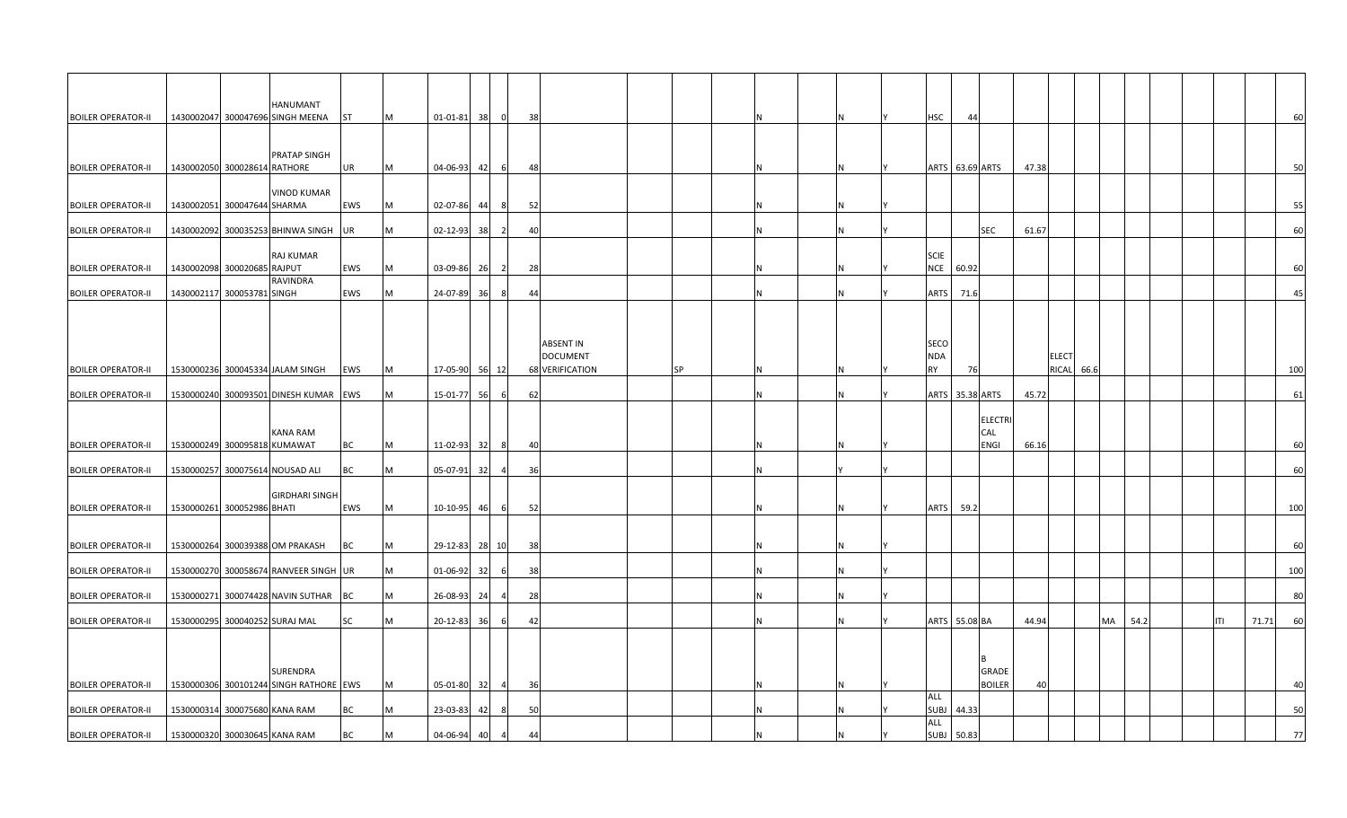| | | | | | | | | | | | | | | | | | | | | | | | | | | | | | | |
|---|---|---|---|---|---|---|---|---|---|---|---|---|---|---|---|---|---|---|---|---|---|---|---|---|---|---|---|---|---|---|
| BOILER OPERATOR-II | 1430002047 | 300047696 | HANUMANT SINGH MEENA | ST | M | 01-01-81 | 38 | 0 | 38 | | | | | N | | N | Y | HSC | 44 | | | | | | | | | | | 60 |
| BOILER OPERATOR-II | 1430002050 | 300028614 | PRATAP SINGH RATHORE | UR | M | 04-06-93 | 42 | 6 | 48 | | | | | N | | N | Y | ARTS | 63.69 | ARTS | 47.38 | | | | | | | | | 50 |
| BOILER OPERATOR-II | 1430002051 | 300047644 | VINOD KUMAR SHARMA | EWS | M | 02-07-86 | 44 | 8 | 52 | | | | | N | | N | Y | | | | | | | | | | | | | 55 |
| BOILER OPERATOR-II | 1430002092 | 300035253 | BHINWA SINGH | UR | M | 02-12-93 | 38 | 2 | 40 | | | | | N | | N | Y | | | SEC | 61.67 | | | | | | | | | 60 |
| BOILER OPERATOR-II | 1430002098 | 300020685 | RAJ KUMAR RAJPUT | EWS | M | 03-09-86 | 26 | 2 | 28 | | | | | N | | N | Y | SCIENCE | 60.92 | | | | | | | | | | | 60 |
| BOILER OPERATOR-II | 1430002117 | 300053781 | RAVINDRA SINGH | EWS | M | 24-07-89 | 36 | 8 | 44 | | | | | N | | N | Y | ARTS | 71.6 | | | | | | | | | | | 45 |
| BOILER OPERATOR-II | 1530000236 | 300045334 | JALAM SINGH | EWS | M | 17-05-90 | 56 | 12 | 68 | ABSENT IN DOCUMENT VERIFICATION | | SP | | N | | N | Y | SECONDARY | 76 | | | ELECTRICAL | 66.6 | | | | | | | 100 |
| BOILER OPERATOR-II | 1530000240 | 300093501 | DINESH KUMAR | EWS | M | 15-01-77 | 56 | 6 | 62 | | | | | N | | N | Y | ARTS | 35.38 | ARTS | 45.72 | | | | | | | | | 61 |
| BOILER OPERATOR-II | 1530000249 | 300095818 | KANA RAM KUMAWAT | BC | M | 11-02-93 | 32 | 8 | 40 | | | | | N | | N | Y | | | ELECTRICAL ENGI | 66.16 | | | | | | | | | 60 |
| BOILER OPERATOR-II | 1530000257 | 300075614 | NOUSAD ALI | BC | M | 05-07-91 | 32 | 4 | 36 | | | | | N | | Y | Y | | | | | | | | | | | | | 60 |
| BOILER OPERATOR-II | 1530000261 | 300052986 | GIRDHARI SINGH BHATI | EWS | M | 10-10-95 | 46 | 6 | 52 | | | | | N | | N | Y | ARTS | 59.2 | | | | | | | | | | | 100 |
| BOILER OPERATOR-II | 1530000264 | 300039388 | OM PRAKASH | BC | M | 29-12-83 | 28 | 10 | 38 | | | | | N | | N | Y | | | | | | | | | | | | | 60 |
| BOILER OPERATOR-II | 1530000270 | 300058674 | RANVEER SINGH | UR | M | 01-06-92 | 32 | 6 | 38 | | | | | N | | N | Y | | | | | | | | | | | | | 100 |
| BOILER OPERATOR-II | 1530000271 | 300074428 | NAVIN SUTHAR | BC | M | 26-08-93 | 24 | 4 | 28 | | | | | N | | N | Y | | | | | | | | | | | | | 80 |
| BOILER OPERATOR-II | 1530000295 | 300040252 | SURAJ MAL | SC | M | 20-12-83 | 36 | 6 | 42 | | | | | N | | N | Y | ARTS | 55.08 | BA | 44.94 | | | MA | 54.2 | | | ITI | 71.71 | 60 |
| BOILER OPERATOR-II | 1530000306 | 300101244 | SURENDRA SINGH RATHORE | EWS | M | 05-01-80 | 32 | 4 | 36 | | | | | N | | N | Y | | | B GRADE BOILER | 40 | | | | | | | | | 40 |
| BOILER OPERATOR-II | 1530000314 | 300075680 | KANA RAM | BC | M | 23-03-83 | 42 | 8 | 50 | | | | | N | | N | Y | ALL SUBJ | 44.33 | | | | | | | | | | | 50 |
| BOILER OPERATOR-II | 1530000320 | 300030645 | KANA RAM | BC | M | 04-06-94 | 40 | 4 | 44 | | | | | N | | N | Y | ALL SUBJ | 50.83 | | | | | | | | | | | 77 |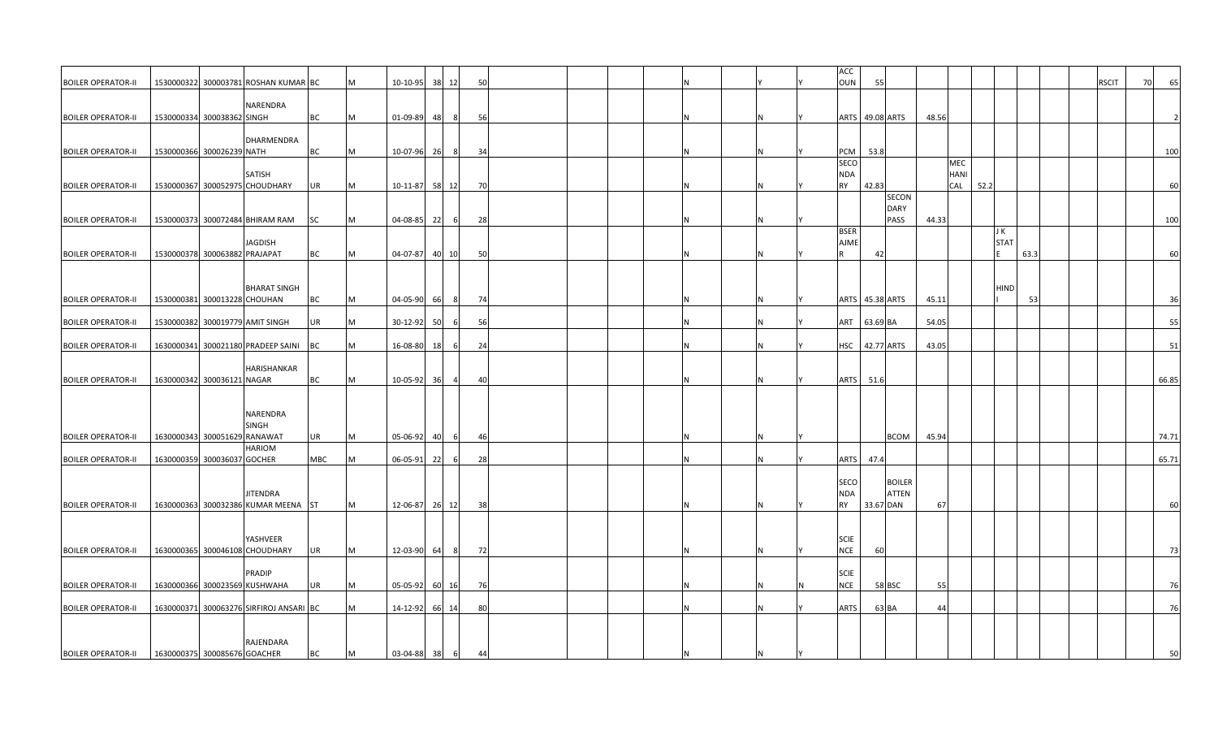| | | | | | | | | | | | | | | | | | | | | | | | | | | | | | | |
|---|---|---|---|---|---|---|---|---|---|---|---|---|---|---|---|---|---|---|---|---|---|---|---|---|---|---|---|---|---|---|
| BOILER OPERATOR-II | 1530000322 | 300003781 | ROSHAN KUMAR | BC | M | 10-10-95 | 38 | 12 | 50 | | | | | N | | Y | Y | ACC OUN | 55 | | | | | | | | | RSCIT | 70 | 65 |
| BOILER OPERATOR-II | 1530000334 | 300038362 | NARENDRA SINGH | BC | M | 01-09-89 | 48 | 8 | 56 | | | | | N | | N | Y | ARTS | 49.08 | ARTS | 48.56 | | | | | | | | | 2 |
| BOILER OPERATOR-II | 1530000366 | 300026239 | DHARMENDRA NATH | BC | M | 10-07-96 | 26 | 8 | 34 | | | | | N | | N | Y | PCM | 53.8 | | | | | | | | | | | 100 |
| BOILER OPERATOR-II | 1530000367 | 300052975 | SATISH CHOUDHARY | UR | M | 10-11-87 | 58 | 12 | 70 | | | | | N | | N | Y | SECONDARY | 42.83 | | | MECHANICAL | 52.2 | | | | | | | 60 |
| BOILER OPERATOR-II | 1530000373 | 300072484 | BHIRAM RAM | SC | M | 04-08-85 | 22 | 6 | 28 | | | | | N | | N | Y | | | SECONDARY PASS | 44.33 | | | | | | | | | 100 |
| BOILER OPERATOR-II | 1530000378 | 300063882 | JAGDISH PRAJAPAT | BC | M | 04-07-87 | 40 | 10 | 50 | | | | | N | | N | Y | BSER AJMER | 42 | | | | | J K STATE | 63.3 | | | | | 60 |
| BOILER OPERATOR-II | 1530000381 | 300013228 | BHARAT SINGH CHOUHAN | BC | M | 04-05-90 | 66 | 8 | 74 | | | | | N | | N | Y | ARTS | 45.38 | ARTS | 45.11 | | | HINDI | 53 | | | | | 36 |
| BOILER OPERATOR-II | 1530000382 | 300019779 | AMIT SINGH | UR | M | 30-12-92 | 50 | 6 | 56 | | | | | N | | N | Y | ART | 63.69 | BA | 54.05 | | | | | | | | | 55 |
| BOILER OPERATOR-II | 1630000341 | 300021180 | PRADEEP SAINI | BC | M | 16-08-80 | 18 | 6 | 24 | | | | | N | | N | Y | HSC | 42.77 | ARTS | 43.05 | | | | | | | | | 51 |
| BOILER OPERATOR-II | 1630000342 | 300036121 | HARISHANKAR NAGAR | BC | M | 10-05-92 | 36 | 4 | 40 | | | | | N | | N | Y | ARTS | 51.6 | | | | | | | | | | | 66.85 |
| BOILER OPERATOR-II | 1630000343 | 300051629 | NARENDRA SINGH RANAWAT | UR | M | 05-06-92 | 40 | 6 | 46 | | | | | N | | N | Y | | | BCOM | 45.94 | | | | | | | | | 74.71 |
| BOILER OPERATOR-II | 1630000359 | 300036037 | HARIOM GOCHER | MBC | M | 06-05-91 | 22 | 6 | 28 | | | | | N | | N | Y | ARTS | 47.4 | | | | | | | | | | | 65.71 |
| BOILER OPERATOR-II | 1630000363 | 300032386 | JITENDRA KUMAR MEENA | ST | M | 12-06-87 | 26 | 12 | 38 | | | | | N | | N | Y | SECONDARY | 33.67 | BOILER ATTENDAN | 67 | | | | | | | | | 60 |
| BOILER OPERATOR-II | 1630000365 | 300046108 | YASHVEER CHOUDHARY | UR | M | 12-03-90 | 64 | 8 | 72 | | | | | N | | N | Y | SCIENCE | 60 | | | | | | | | | | | 73 |
| BOILER OPERATOR-II | 1630000366 | 300023569 | PRADIP KUSHWAHA | UR | M | 05-05-92 | 60 | 16 | 76 | | | | | N | | N | N | SCIENCE | 58 | BSC | 55 | | | | | | | | | 76 |
| BOILER OPERATOR-II | 1630000371 | 300063276 | SIRFIROJ ANSARI | BC | M | 14-12-92 | 66 | 14 | 80 | | | | | N | | N | Y | ARTS | 63 | BA | 44 | | | | | | | | | 76 |
| BOILER OPERATOR-II | 1630000375 | 300085676 | RAJENDARA GOACHER | BC | M | 03-04-88 | 38 | 6 | 44 | | | | | N | | N | Y | | | | | | | | | | | | | 50 |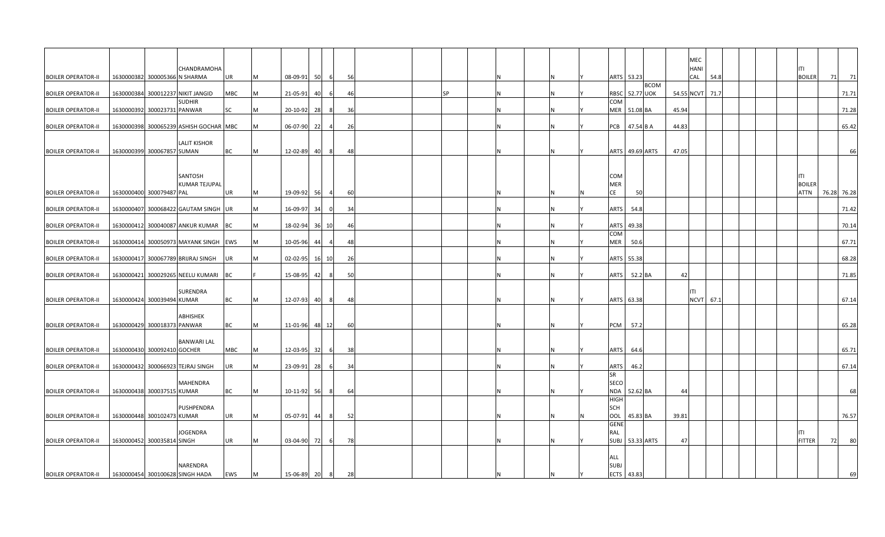| | | | | | | | | | | | | | | | | | | | | | | | | | | | | |
|---|---|---|---|---|---|---|---|---|---|---|---|---|---|---|---|---|---|---|---|---|---|---|---|---|---|---|---|---|
| BOILER OPERATOR-II | 1630000382 | 300005366 | CHANDRAMOHAN SHARMA | UR | M | 08-09-91 | 50 | 6 | 56 | | | | | N | N | Y | ARTS | 53.23 | | | MECHANICAL | 54.8 | | | | ITI BOILER | 71 | 71 |
| BOILER OPERATOR-II | 1630000384 | 300012237 | NIKIT JANGID | MBC | M | 21-05-91 | 40 | 6 | 46 | | | SP | | N | N | Y | RBSC | 52.77 | BCOM UOK | 54.55 | NCVT | 71.7 | | | | | | 71.71 |
| BOILER OPERATOR-II | 1630000392 | 300023731 | SUDHIR PANWAR | SC | M | 20-10-92 | 28 | 8 | 36 | | | | | N | N | Y | COMMER | 51.08 | BA | 45.94 | | | | | | | | 71.28 |
| BOILER OPERATOR-II | 1630000398 | 300065239 | ASHISH GOCHAR | MBC | M | 06-07-90 | 22 | 4 | 26 | | | | | N | N | Y | PCB | 47.54 | B A | 44.83 | | | | | | | | 65.42 |
| BOILER OPERATOR-II | 1630000399 | 300067857 | LALIT KISHOR SUMAN | BC | M | 12-02-89 | 40 | 8 | 48 | | | | | N | N | Y | ARTS | 49.69 | ARTS | 47.05 | | | | | | | | 66 |
| BOILER OPERATOR-II | 1630000400 | 300079487 | SANTOSH KUMAR TEJUPAL PAL | UR | M | 19-09-92 | 56 | 4 | 60 | | | | | N | N | N | COMMERCE | 50 | | | | | | | | ITI BOILER ATTN | 76.28 | 76.28 |
| BOILER OPERATOR-II | 1630000407 | 300068422 | GAUTAM SINGH | UR | M | 16-09-97 | 34 | 0 | 34 | | | | | N | N | Y | ARTS | 54.8 | | | | | | | | | | 71.42 |
| BOILER OPERATOR-II | 1630000412 | 300040087 | ANKUR KUMAR | BC | M | 18-02-94 | 36 | 10 | 46 | | | | | N | N | Y | ARTS | 49.38 | | | | | | | | | | 70.14 |
| BOILER OPERATOR-II | 1630000414 | 300050973 | MAYANK SINGH | EWS | M | 10-05-96 | 44 | 4 | 48 | | | | | N | N | Y | COMMER | 50.6 | | | | | | | | | | 67.71 |
| BOILER OPERATOR-II | 1630000417 | 300067789 | BRIJRAJ SINGH | UR | M | 02-02-95 | 16 | 10 | 26 | | | | | N | N | Y | ARTS | 55.38 | | | | | | | | | | 68.28 |
| BOILER OPERATOR-II | 1630000421 | 300029265 | NEELU KUMARI | BC | F | 15-08-95 | 42 | 8 | 50 | | | | | N | N | Y | ARTS | 52.2 | BA | 42 | | | | | | | | 71.85 |
| BOILER OPERATOR-II | 1630000424 | 300039494 | SURENDRA KUMAR | BC | M | 12-07-93 | 40 | 8 | 48 | | | | | N | N | Y | ARTS | 63.38 | | | ITI NCVT | 67.1 | | | | | | 67.14 |
| BOILER OPERATOR-II | 1630000429 | 300018373 | ABHISHEK PANWAR | BC | M | 11-01-96 | 48 | 12 | 60 | | | | | N | N | Y | PCM | 57.2 | | | | | | | | | | 65.28 |
| BOILER OPERATOR-II | 1630000430 | 300092410 | BANWARI LAL GOCHER | MBC | M | 12-03-95 | 32 | 6 | 38 | | | | | N | N | Y | ARTS | 64.6 | | | | | | | | | | 65.71 |
| BOILER OPERATOR-II | 1630000432 | 300066923 | TEJRAJ SINGH | UR | M | 23-09-91 | 28 | 6 | 34 | | | | | N | N | Y | ARTS | 46.2 | | | | | | | | | | 67.14 |
| BOILER OPERATOR-II | 1630000438 | 300037515 | MAHENDRA KUMAR | BC | M | 10-11-92 | 56 | 8 | 64 | | | | | N | N | Y | SR SECONDA | 52.62 | BA | 44 | | | | | | | | 68 |
| BOILER OPERATOR-II | 1630000448 | 300102473 | PUSHPENDRA KUMAR | UR | M | 05-07-91 | 44 | 8 | 52 | | | | | N | N | N | HIGH SCHOOL | 45.83 | BA | 39.81 | | | | | | | | 76.57 |
| BOILER OPERATOR-II | 1630000452 | 300035814 | JOGENDRA SINGH | UR | M | 03-04-90 | 72 | 6 | 78 | | | | | N | N | Y | GENERAL SUBJ | 53.33 | ARTS | 47 | | | | | | ITI FITTER | 72 | 80 |
| BOILER OPERATOR-II | 1630000454 | 300100628 | NARENDRA SINGH HADA | EWS | M | 15-06-89 | 20 | 8 | 28 | | | | | N | N | Y | ALL SUBJECTS | 43.83 | | | | | | | | | | 69 |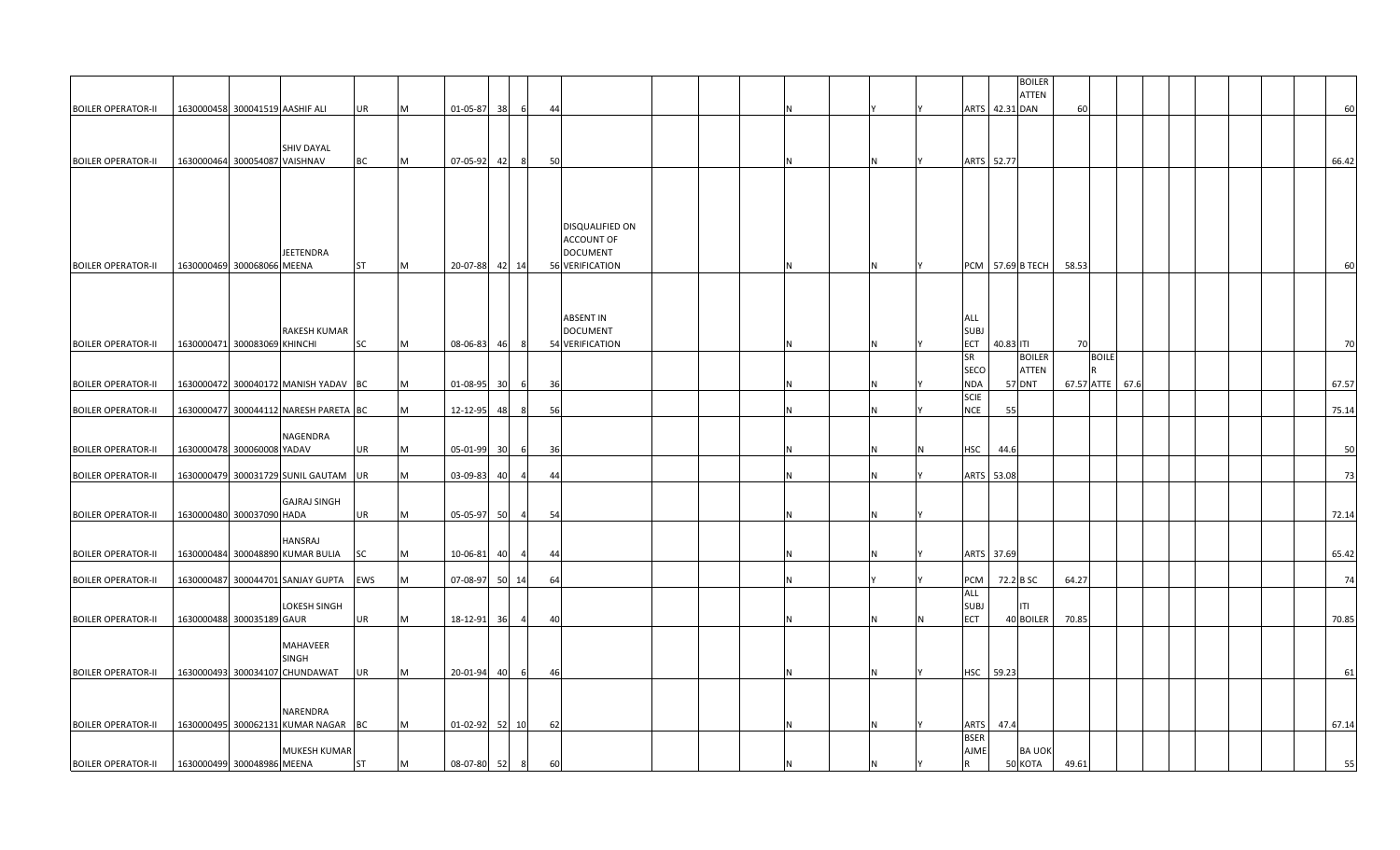| | | | | | | | | | | | | | | | | | | | | | | | | |
|---|---|---|---|---|---|---|---|---|---|---|---|---|---|---|---|---|---|---|---|---|---|---|---|---|
| BOILER OPERATOR-II | 1630000458 | 300041519 | AASHIF ALI | UR | M | 01-05-87 | 38 | 6 | 44 | | | | | N | | Y | Y | ARTS | 42.31 | BOILER ATTEN DAN | 60 | | | 60 |
| BOILER OPERATOR-II | 1630000464 | 300054087 | SHIV DAYAL VAISHNAV | BC | M | 07-05-92 | 42 | 8 | 50 | | | | | N | | N | Y | ARTS | 52.77 | | | | | 66.42 |
| BOILER OPERATOR-II | 1630000469 | 300068066 | JEETENDRA MEENA | ST | M | 20-07-88 | 42 | 14 | 56 | DISQUALIFIED ON ACCOUNT OF DOCUMENT VERIFICATION | | | | N | | N | Y | PCM | 57.69 | B TECH | 58.53 | | | 60 |
| BOILER OPERATOR-II | 1630000471 | 300083069 | RAKESH KUMAR KHINCHI | SC | M | 08-06-83 | 46 | 8 | 54 | ABSENT IN DOCUMENT VERIFICATION | | | | N | | N | Y | ALL SUBJ ECT | 40.83 | ITI | 70 | | | 70 |
| BOILER OPERATOR-II | 1630000472 | 300040172 | MANISH YADAV | BC | M | 01-08-95 | 30 | 6 | 36 | | | | | N | | N | Y | SR SECO NDA | 57 | BOILER ATTEN DNT | 67.57 | BOILE R ATTE | 67.6 | 67.57 |
| BOILER OPERATOR-II | 1630000477 | 300044112 | NARESH PARETA | BC | M | 12-12-95 | 48 | 8 | 56 | | | | | N | | N | Y | SCIE NCE | 55 | | | | | 75.14 |
| BOILER OPERATOR-II | 1630000478 | 300060008 | NAGENDRA YADAV | UR | M | 05-01-99 | 30 | 6 | 36 | | | | | N | | N | N | HSC | 44.6 | | | | | 50 |
| BOILER OPERATOR-II | 1630000479 | 300031729 | SUNIL GAUTAM | UR | M | 03-09-83 | 40 | 4 | 44 | | | | | N | | N | Y | ARTS | 53.08 | | | | | 73 |
| BOILER OPERATOR-II | 1630000480 | 300037090 | GAJRAJ SINGH HADA | UR | M | 05-05-97 | 50 | 4 | 54 | | | | | N | | N | Y | | | | | | | 72.14 |
| BOILER OPERATOR-II | 1630000484 | 300048890 | HANSRAJ KUMAR BULIA | SC | M | 10-06-81 | 40 | 4 | 44 | | | | | N | | N | Y | ARTS | 37.69 | | | | | 65.42 |
| BOILER OPERATOR-II | 1630000487 | 300044701 | SANJAY GUPTA | EWS | M | 07-08-97 | 50 | 14 | 64 | | | | | N | | Y | Y | PCM | 72.2 | B SC | 64.27 | | | 74 |
| BOILER OPERATOR-II | 1630000488 | 300035189 | LOKESH SINGH GAUR | UR | M | 18-12-91 | 36 | 4 | 40 | | | | | N | | N | N | ALL SUBJ ECT | 40 | ITI BOILER | 70.85 | | | 70.85 |
| BOILER OPERATOR-II | 1630000493 | 300034107 | MAHAVEER SINGH CHUNDAWAT | UR | M | 20-01-94 | 40 | 6 | 46 | | | | | N | | N | Y | HSC | 59.23 | | | | | 61 |
| BOILER OPERATOR-II | 1630000495 | 300062131 | NARENDRA KUMAR NAGAR | BC | M | 01-02-92 | 52 | 10 | 62 | | | | | N | | N | Y | ARTS | 47.4 | | | | | 67.14 |
| BOILER OPERATOR-II | 1630000499 | 300048986 | MUKESH KUMAR MEENA | ST | M | 08-07-80 | 52 | 8 | 60 | | | | | N | | N | Y | BSER AJME R | 50 | BA UOK KOTA | 49.61 | | | 55 |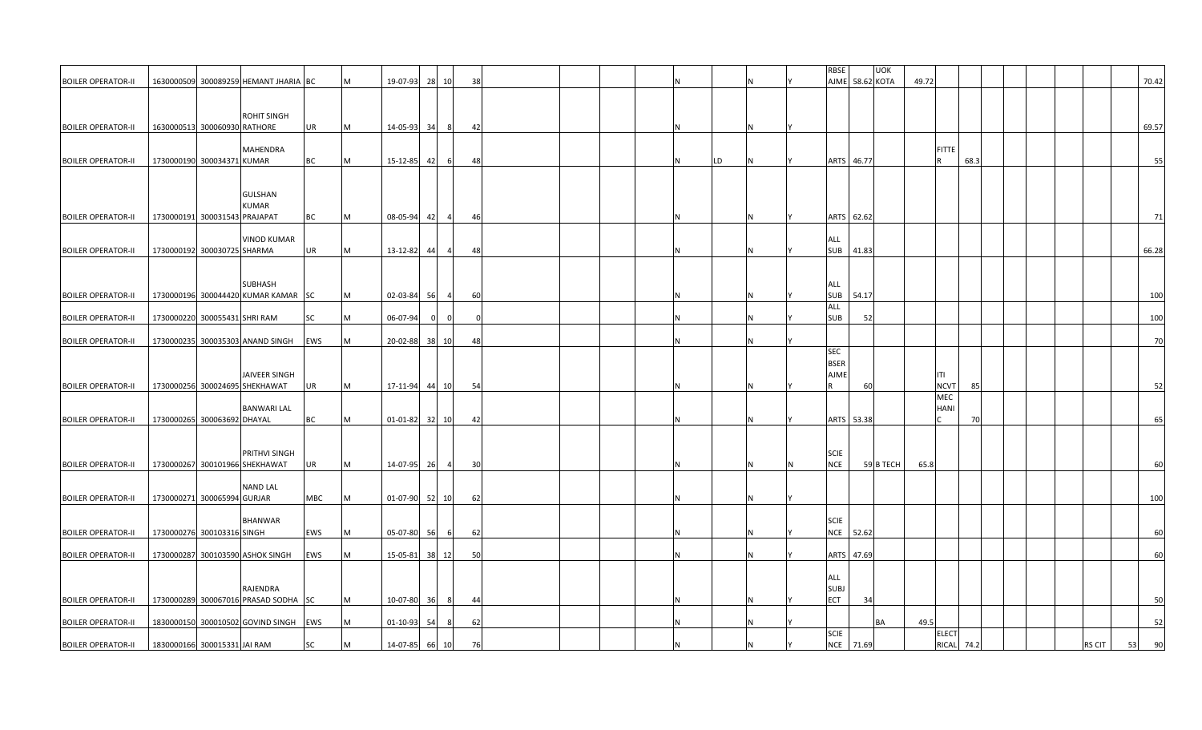| | | | | | | | | | | | | | | | | | | | | | | | | | | | | | |
|---|---|---|---|---|---|---|---|---|---|---|---|---|---|---|---|---|---|---|---|---|---|---|---|---|---|---|---|---|---|
| BOILER OPERATOR-II | 1630000509 | 300089259 | HEMANT JHARIA | BC | M | 19-07-93 | 28 | 10 | 38 | | | | | N | | N | Y | RBSE AJME | 58.62 | UOK KOTA | 49.72 | | | | | | | | 70.42 |
| BOILER OPERATOR-II | 1630000513 | 300060930 | ROHIT SINGH RATHORE | UR | M | 14-05-93 | 34 | 8 | 42 | | | | | N | | N | Y | | | | | | | | | | | | 69.57 |
| BOILER OPERATOR-II | 1730000190 | 300034371 | MAHENDRA KUMAR | BC | M | 15-12-85 | 42 | 6 | 48 | | | | | N | LD | N | Y | ARTS | 46.77 | | | FITTER | 68.3 | | | | | | 55 |
| BOILER OPERATOR-II | 1730000191 | 300031543 | GULSHAN KUMAR PRAJAPAT | BC | M | 08-05-94 | 42 | 4 | 46 | | | | | N | | N | Y | ARTS | 62.62 | | | | | | | | | | 71 |
| BOILER OPERATOR-II | 1730000192 | 300030725 | VINOD KUMAR SHARMA | UR | M | 13-12-82 | 44 | 4 | 48 | | | | | N | | N | Y | ALL SUB | 41.83 | | | | | | | | | | 66.28 |
| BOILER OPERATOR-II | 1730000196 | 300044420 | SUBHASH KUMAR KAMAR | SC | M | 02-03-84 | 56 | 4 | 60 | | | | | N | | N | Y | ALL SUB | 54.17 | | | | | | | | | | 100 |
| BOILER OPERATOR-II | 1730000220 | 300055431 | SHRI RAM | SC | M | 06-07-94 | 0 | 0 | 0 | | | | | N | | N | Y | ALL SUB | 52 | | | | | | | | | | 100 |
| BOILER OPERATOR-II | 1730000235 | 300035303 | ANAND SINGH | EWS | M | 20-02-88 | 38 | 10 | 48 | | | | | N | | N | Y | | | | | | | | | | | | 70 |
| BOILER OPERATOR-II | 1730000256 | 300024695 | JAIVEER SINGH SHEKHAWAT | UR | M | 17-11-94 | 44 | 10 | 54 | | | | | N | | N | Y | SEC BSER AJMER | 60 | | | ITI NCVT | 85 | | | | | | 52 |
| BOILER OPERATOR-II | 1730000265 | 300063692 | BANWARI LAL DHAYAL | BC | M | 01-01-82 | 32 | 10 | 42 | | | | | N | | N | Y | ARTS | 53.38 | | | MECHANIC | 70 | | | | | | 65 |
| BOILER OPERATOR-II | 1730000267 | 300101966 | PRITHVI SINGH SHEKHAWAT | UR | M | 14-07-95 | 26 | 4 | 30 | | | | | N | | N | N | SCIENCE | 59 | B TECH | 65.8 | | | | | | | | 60 |
| BOILER OPERATOR-II | 1730000271 | 300065994 | NAND LAL GURJAR | MBC | M | 01-07-90 | 52 | 10 | 62 | | | | | N | | N | Y | | | | | | | | | | | | 100 |
| BOILER OPERATOR-II | 1730000276 | 300103316 | BHANWAR SINGH | EWS | M | 05-07-80 | 56 | 6 | 62 | | | | | N | | N | Y | SCIENCE | 52.62 | | | | | | | | | | 60 |
| BOILER OPERATOR-II | 1730000287 | 300103590 | ASHOK SINGH | EWS | M | 15-05-81 | 38 | 12 | 50 | | | | | N | | N | Y | ARTS | 47.69 | | | | | | | | | | 60 |
| BOILER OPERATOR-II | 1730000289 | 300067016 | RAJENDRA PRASAD SODHA | SC | M | 10-07-80 | 36 | 8 | 44 | | | | | N | | N | Y | ALL SUBJECT | 34 | | | | | | | | | | 50 |
| BOILER OPERATOR-II | 1830000150 | 300010502 | GOVIND SINGH | EWS | M | 01-10-93 | 54 | 8 | 62 | | | | | N | | N | Y | | | BA | 49.5 | | | | | | | | 52 |
| BOILER OPERATOR-II | 1830000166 | 300015331 | JAI RAM | SC | M | 14-07-85 | 66 | 10 | 76 | | | | | N | | N | Y | SCIENCE | 71.69 | | | ELECTRICAL | 74.2 | | | | RS CIT | 53 | 90 |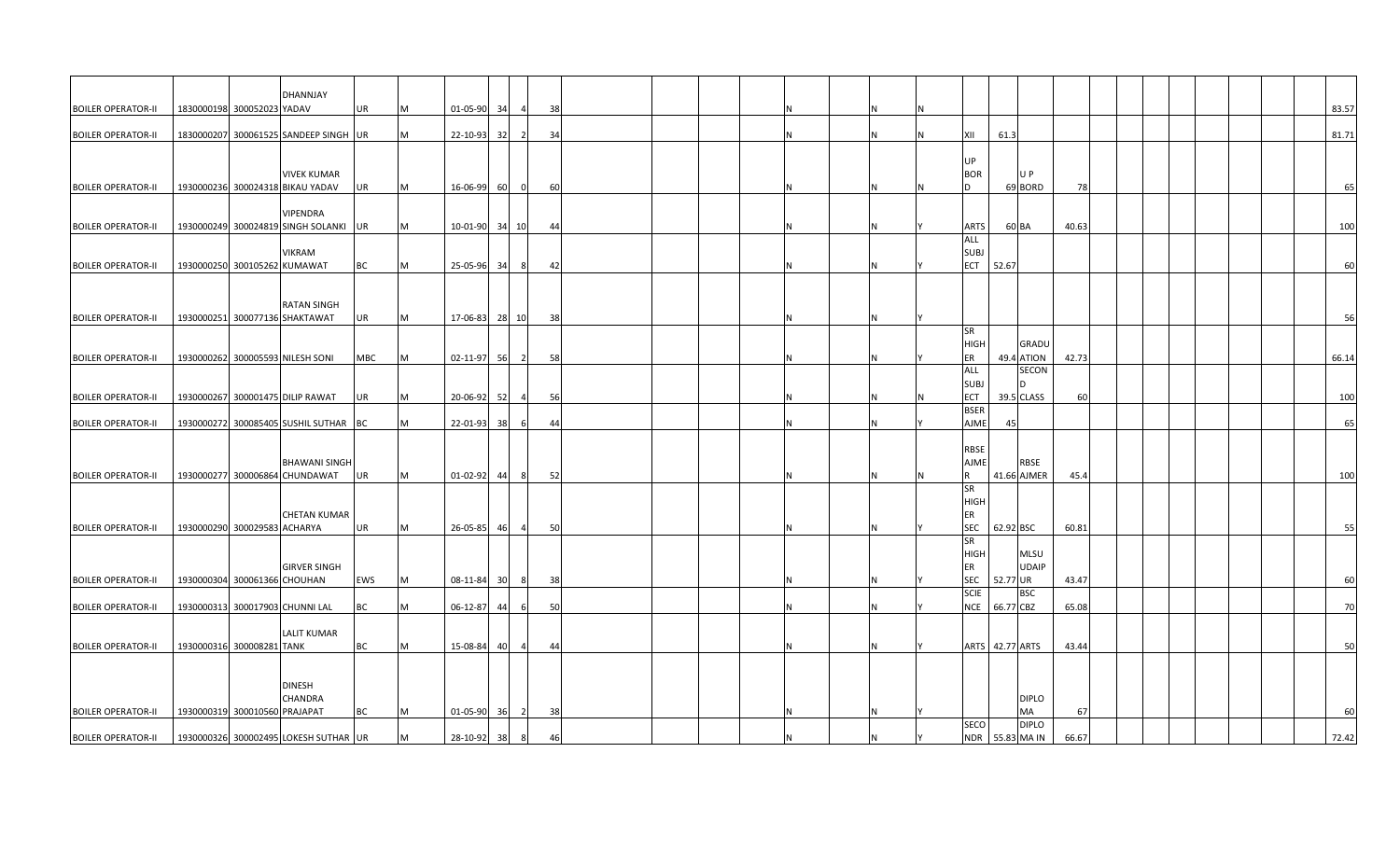| | | | | | | | | | | | | | | | | | | | | | | | | | | | | | |
|---|---|---|---|---|---|---|---|---|---|---|---|---|---|---|---|---|---|---|---|---|---|---|---|---|---|---|---|---|---|
| BOILER OPERATOR-II | 1830000198 | 300052023 | DHANNJAY YADAV | UR | M | 01-05-90 | 34 | 4 | 38 | | | | | N | N | N | | | | | | | | | | | | | 83.57 |
| BOILER OPERATOR-II | 1830000207 | 300061525 | SANDEEP SINGH | UR | M | 22-10-93 | 32 | 2 | 34 | | | | | N | N | N | XII | 61.3 | | | | | | | | | | | 81.71 |
| BOILER OPERATOR-II | 1930000236 | 300024318 | VIVEK KUMAR BIKAU YADAV | UR | M | 16-06-99 | 60 | 0 | 60 | | | | | N | N | N | UP BORD | 69 | U P BORD | 78 | | | | | | | | | 65 |
| BOILER OPERATOR-II | 1930000249 | 300024819 | VIPENDRA SINGH SOLANKI | UR | M | 10-01-90 | 34 | 10 | 44 | | | | | N | N | Y | ARTS | 60 | BA | 40.63 | | | | | | | | | 100 |
| BOILER OPERATOR-II | 1930000250 | 300105262 | VIKRAM KUMAWAT | BC | M | 25-05-96 | 34 | 8 | 42 | | | | | N | N | Y | ALL SUBJECT | 52.67 | | | | | | | | | | | 60 |
| BOILER OPERATOR-II | 1930000251 | 300077136 | RATAN SINGH SHAKTAWAT | UR | M | 17-06-83 | 28 | 10 | 38 | | | | | N | N | Y | | | | | | | | | | | | | 56 |
| BOILER OPERATOR-II | 1930000262 | 300005593 | NILESH SONI | MBC | M | 02-11-97 | 56 | 2 | 58 | | | | | N | N | Y | SR HIGHER | 49.4 | GRADUATION | 42.73 | | | | | | | | | 66.14 |
| BOILER OPERATOR-II | 1930000267 | 300001475 | DILIP RAWAT | UR | M | 20-06-92 | 52 | 4 | 56 | | | | | N | N | N | ALL SUBJECT | 39.5 | SECOND CLASS | 60 | | | | | | | | | 100 |
| BOILER OPERATOR-II | 1930000272 | 300085405 | SUSHIL SUTHAR | BC | M | 22-01-93 | 38 | 6 | 44 | | | | | N | N | Y | BSER AJME | 45 | | | | | | | | | | | 65 |
| BOILER OPERATOR-II | 1930000277 | 300006864 | BHAWANI SINGH CHUNDAWAT | UR | M | 01-02-92 | 44 | 8 | 52 | | | | | N | N | N | RBSE AJMER | 41.66 | RBSE AJMER | 45.4 | | | | | | | | | 100 |
| BOILER OPERATOR-II | 1930000290 | 300029583 | CHETAN KUMAR ACHARYA | UR | M | 26-05-85 | 46 | 4 | 50 | | | | | N | N | Y | SR HIGHER SEC | 62.92 | BSC | 60.81 | | | | | | | | | 55 |
| BOILER OPERATOR-II | 1930000304 | 300061366 | GIRVER SINGH CHOUHAN | EWS | M | 08-11-84 | 30 | 8 | 38 | | | | | N | N | Y | SR HIGHER SEC | 52.77 | MLSU UDAIPUR | 43.47 | | | | | | | | | 60 |
| BOILER OPERATOR-II | 1930000313 | 300017903 | CHUNNI LAL | BC | M | 06-12-87 | 44 | 6 | 50 | | | | | N | N | Y | SCIENCE | 66.77 | BSC CBZ | 65.08 | | | | | | | | | 70 |
| BOILER OPERATOR-II | 1930000316 | 300008281 | LALIT KUMAR TANK | BC | M | 15-08-84 | 40 | 4 | 44 | | | | | N | N | Y | ARTS | 42.77 | ARTS | 43.44 | | | | | | | | | 50 |
| BOILER OPERATOR-II | 1930000319 | 300010560 | DINESH CHANDRA PRAJAPAT | BC | M | 01-05-90 | 36 | 2 | 38 | | | | | N | N | Y | | | DIPLOMA | 67 | | | | | | | | | 60 |
| BOILER OPERATOR-II | 1930000326 | 300002495 | LOKESH SUTHAR | UR | M | 28-10-92 | 38 | 8 | 46 | | | | | N | N | Y | SECONDR | 55.83 | DIPLOMA IN | 66.67 | | | | | | | | | 72.42 |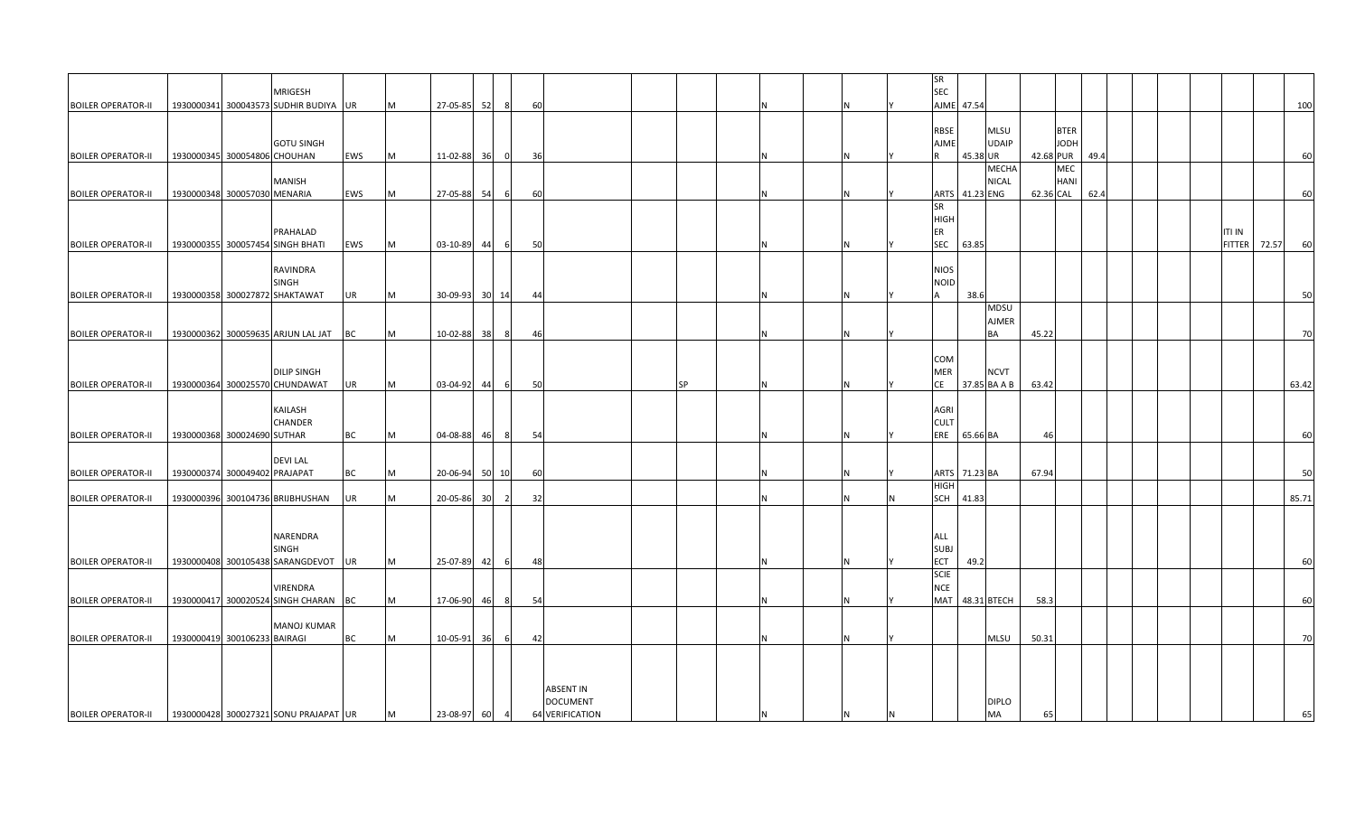| | | | | | | | | | | | | | | | | | | | | | | | | | | | | | | | |
|---|---|---|---|---|---|---|---|---|---|---|---|---|---|---|---|---|---|---|---|---|---|---|---|---|---|---|---|---|---|---|---|
| BOILER OPERATOR-II | 1930000341 | 300043573 | MRIGESH SUDHIR BUDIYA | UR | M | 27-05-85 | 52 | 8 | 60 | | | | | N | | N | | Y | SR SEC AJME | 47.54 | | | | | | | | | | | 100 |
| BOILER OPERATOR-II | 1930000345 | 300054806 | GOTU SINGH CHOUHAN | EWS | M | 11-02-88 | 36 | 0 | 36 | | | | | N | | N | | Y | RBSE AJMER | 45.38 | MLSU UDAIPUR | 42.68 | BTER JODHPUR | 49.4 | | | | | | | 60 |
| BOILER OPERATOR-II | 1930000348 | 300057030 | MANISH MENARIA | EWS | M | 27-05-88 | 54 | 6 | 60 | | | | | N | | N | | Y | ARTS | 41.23 | MECHANICAL ENG | 62.36 | MECHANICAL | 62.4 | | | | | | | 60 |
| BOILER OPERATOR-II | 1930000355 | 300057454 | PRAHALAD SINGH BHATI | EWS | M | 03-10-89 | 44 | 6 | 50 | | | | | N | | N | | Y | SR HIGHER SEC | 63.85 | | | | | | | | | ITI IN FITTER | 72.57 | 60 |
| BOILER OPERATOR-II | 1930000358 | 300027872 | RAVINDRA SINGH SHAKTAWAT | UR | M | 30-09-93 | 30 | 14 | 44 | | | | | N | | N | | Y | NIOS NOIDA | 38.6 | | | | | | | | | | | 50 |
| BOILER OPERATOR-II | 1930000362 | 300059635 | ARJUN LAL JAT | BC | M | 10-02-88 | 38 | 8 | 46 | | | | | N | | N | | Y | | | MDSU AJMER BA | 45.22 | | | | | | | | | 70 |
| BOILER OPERATOR-II | 1930000364 | 300025570 | DILIP SINGH CHUNDAWAT | UR | M | 03-04-92 | 44 | 6 | 50 | | | SP | | N | | N | | Y | COMMERCE | 37.85 | NCVT BA A B | 63.42 | | | | | | | | | 63.42 |
| BOILER OPERATOR-II | 1930000368 | 300024690 | KAILASH CHANDER SUTHAR | BC | M | 04-08-88 | 46 | 8 | 54 | | | | | N | | N | | Y | AGRICULTURE | 65.66 | BA | 46 | | | | | | | | | 60 |
| BOILER OPERATOR-II | 1930000374 | 300049402 | DEVI LAL PRAJAPAT | BC | M | 20-06-94 | 50 | 10 | 60 | | | | | N | | N | | Y | ARTS | 71.23 | BA | 67.94 | | | | | | | | | 50 |
| BOILER OPERATOR-II | 1930000396 | 300104736 | BRIJBHUSHAN | UR | M | 20-05-86 | 30 | 2 | 32 | | | | | N | | N | | N | HIGH SCH | 41.83 | | | | | | | | | | | 85.71 |
| BOILER OPERATOR-II | 1930000408 | 300105438 | NARENDRA SINGH SARANGDEVOT | UR | M | 25-07-89 | 42 | 6 | 48 | | | | | N | | N | | Y | ALL SUBJECT | 49.2 | | | | | | | | | | | 60 |
| BOILER OPERATOR-II | 1930000417 | 300020524 | VIRENDRA SINGH CHARAN | BC | M | 17-06-90 | 46 | 8 | 54 | | | | | N | | N | | Y | SCIENCE MAT | 48.31 | BTECH | 58.3 | | | | | | | | | 60 |
| BOILER OPERATOR-II | 1930000419 | 300106233 | MANOJ KUMAR BAIRAGI | BC | M | 10-05-91 | 36 | 6 | 42 | | | | | N | | N | | Y | | | MLSU | 50.31 | | | | | | | | | 70 |
| BOILER OPERATOR-II | 1930000428 | 300027321 | SONU PRAJAPAT | UR | M | 23-08-97 | 60 | 4 | 64 | ABSENT IN DOCUMENT VERIFICATION | | | | N | | N | | N | | | DIPLOMA | 65 | | | | | | | | | 65 |